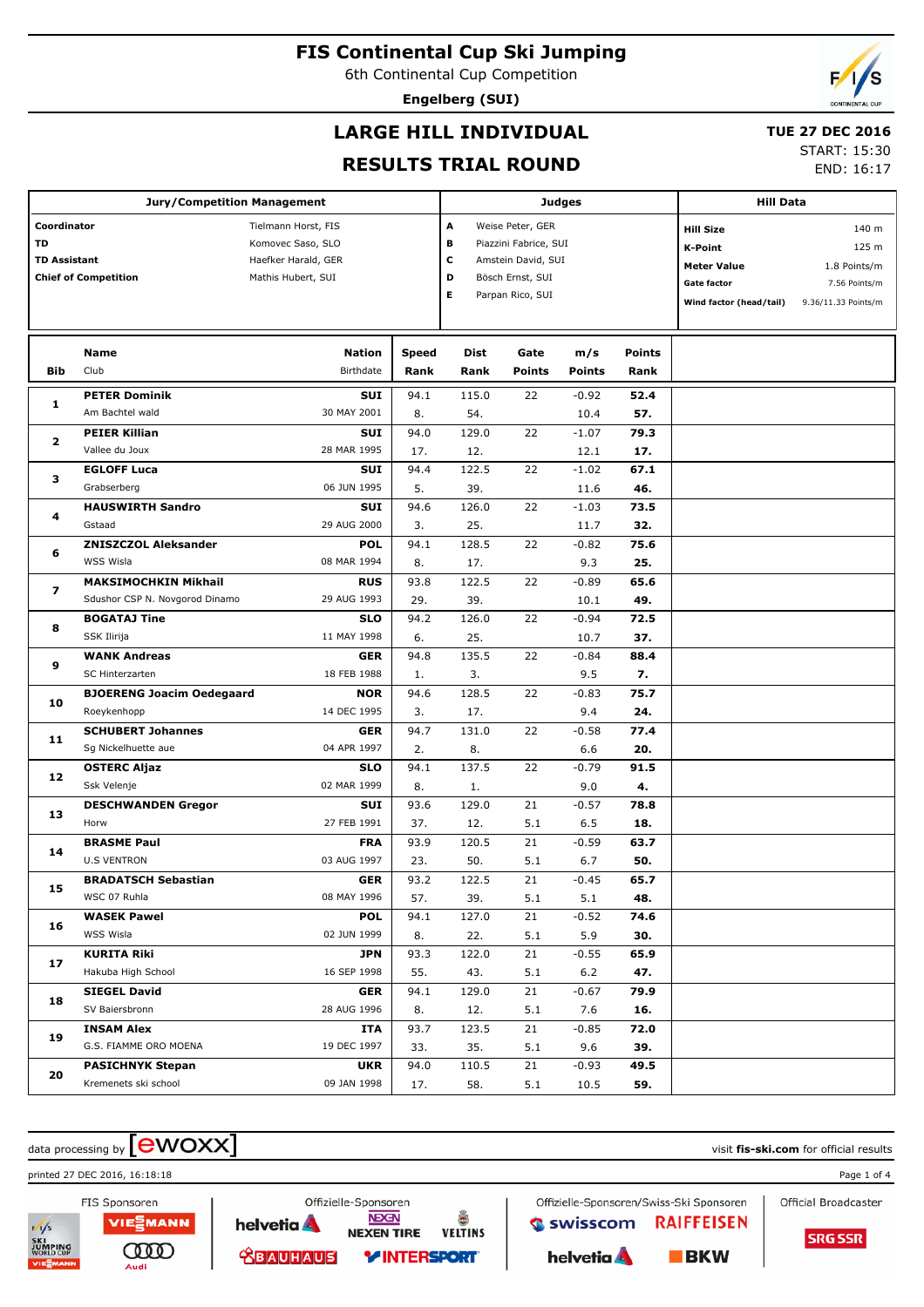# FIS Continental Cup Ski Jumping

6th Continental Cup Competition

**Engelberg (SUI)**

## LARGE HILL INDIVIDUAL

## RESULTS TRIAL ROUND

**TUE 27 DEC 2016**

START: 15:30

END: 16:17

| Jury/Competition Management | | Judges | | Hill Data | |
|---|---|---|---|---|---|
| **Coordinator** | Tielmann Horst, FIS | **A** | Weise Peter, GER | **Hill Size** | 140 m |
| **TD** | Komovec Saso, SLO | **B** | Piazzini Fabrice, SUI | **K-Point** | 125 m |
| **TD Assistant** | Haefker Harald, GER | **C** | Amstein David, SUI | **Meter Value** | 1.8 Points/m |
| **Chief of Competition** | Mathis Hubert, SUI | **D** | Bösch Ernst, SUI | **Gate factor** | 7.56 Points/m |
| | | **E** | Parpan Rico, SUI | **Wind factor (head/tail)** | 9.36/11.33 Points/m |

| Bib | Name / Club | Nation / Birthdate | Speed / Rank | Dist / Rank | Gate / Points | m/s / Points | Points / Rank |
|---|---|---|---|---|---|---|---|
| 1 | **PETER Dominik** / Am Bachtel wald | **SUI** / 30 MAY 2001 | 94.1 / 8. | 115.0 / 54. | 22 | -0.92 / 10.4 | **52.4** / **57.** |
| 2 | **PEIER Killian** / Vallee du Joux | **SUI** / 28 MAR 1995 | 94.0 / 17. | 129.0 / 12. | 22 | -1.07 / 12.1 | **79.3** / **17.** |
| 3 | **EGLOFF Luca** / Grabserberg | **SUI** / 06 JUN 1995 | 94.4 / 5. | 122.5 / 39. | 22 | -1.02 / 11.6 | **67.1** / **46.** |
| 4 | **HAUSWIRTH Sandro** / Gstaad | **SUI** / 29 AUG 2000 | 94.6 / 3. | 126.0 / 25. | 22 | -1.03 / 11.7 | **73.5** / **32.** |
| 6 | **ZNISZCZOL Aleksander** / WSS Wisla | **POL** / 08 MAR 1994 | 94.1 / 8. | 128.5 / 17. | 22 | -0.82 / 9.3 | **75.6** / **25.** |
| 7 | **MAKSIMOCHKIN Mikhail** / Sdushor CSP N. Novgorod Dinamo | **RUS** / 29 AUG 1993 | 93.8 / 29. | 122.5 / 39. | 22 | -0.89 / 10.1 | **65.6** / **49.** |
| 8 | **BOGATAJ Tine** / SSK Ilirija | **SLO** / 11 MAY 1998 | 94.2 / 6. | 126.0 / 25. | 22 | -0.94 / 10.7 | **72.5** / **37.** |
| 9 | **WANK Andreas** / SC Hinterzarten | **GER** / 18 FEB 1988 | 94.8 / 1. | 135.5 / 3. | 22 | -0.84 / 9.5 | **88.4** / **7.** |
| 10 | **BJOERENG Joacim Oedegaard** / Roeykenhopp | **NOR** / 14 DEC 1995 | 94.6 / 3. | 128.5 / 17. | 22 | -0.83 / 9.4 | **75.7** / **24.** |
| 11 | **SCHUBERT Johannes** / Sg Nickelhuette aue | **GER** / 04 APR 1997 | 94.7 / 2. | 131.0 / 8. | 22 | -0.58 / 6.6 | **77.4** / **20.** |
| 12 | **OSTERC Aljaz** / Ssk Velenje | **SLO** / 02 MAR 1999 | 94.1 / 8. | 137.5 / 1. | 22 | -0.79 / 9.0 | **91.5** / **4.** |
| 13 | **DESCHWANDEN Gregor** / Horw | **SUI** / 27 FEB 1991 | 93.6 / 37. | 129.0 / 12. | 21 / 5.1 | -0.57 / 6.5 | **78.8** / **18.** |
| 14 | **BRASME Paul** / U.S VENTRON | **FRA** / 03 AUG 1997 | 93.9 / 23. | 120.5 / 50. | 21 / 5.1 | -0.59 / 6.7 | **63.7** / **50.** |
| 15 | **BRADATSCH Sebastian** / WSC 07 Ruhla | **GER** / 08 MAY 1996 | 93.2 / 57. | 122.5 / 39. | 21 / 5.1 | -0.45 / 5.1 | **65.7** / **48.** |
| 16 | **WASEK Pawel** / WSS Wisla | **POL** / 02 JUN 1999 | 94.1 / 8. | 127.0 / 22. | 21 / 5.1 | -0.52 / 5.9 | **74.6** / **30.** |
| 17 | **KURITA Riki** / Hakuba High School | **JPN** / 16 SEP 1998 | 93.3 / 55. | 122.0 / 43. | 21 / 5.1 | -0.55 / 6.2 | **65.9** / **47.** |
| 18 | **SIEGEL David** / SV Baiersbronn | **GER** / 28 AUG 1996 | 94.1 / 8. | 129.0 / 12. | 21 / 5.1 | -0.67 / 7.6 | **79.9** / **16.** |
| 19 | **INSAM Alex** / G.S. FIAMME ORO MOENA | **ITA** / 19 DEC 1997 | 93.7 / 33. | 123.5 / 35. | 21 / 5.1 | -0.85 / 9.6 | **72.0** / **39.** |
| 20 | **PASICHNYK Stepan** / Kremenets ski school | **UKR** / 09 JAN 1998 | 94.0 / 17. | 110.5 / 58. | 21 / 5.1 | -0.93 / 10.5 | **49.5** / **59.** |

data processing by ewoxx — visit **fis-ski.com** for official results

printed 27 DEC 2016, 16:18:18

FIS Sponsoren: VIESSMANN, Audi — Offizielle-Sponsoren: helvetia, NEXEN TIRE, VELTINS, BAUHAUS, INTERSPORT — Offizielle-Sponsoren/Swiss-Ski Sponsoren: swisscom, RAIFFEISEN, helvetia, BKW — Official Broadcaster: SRG SSR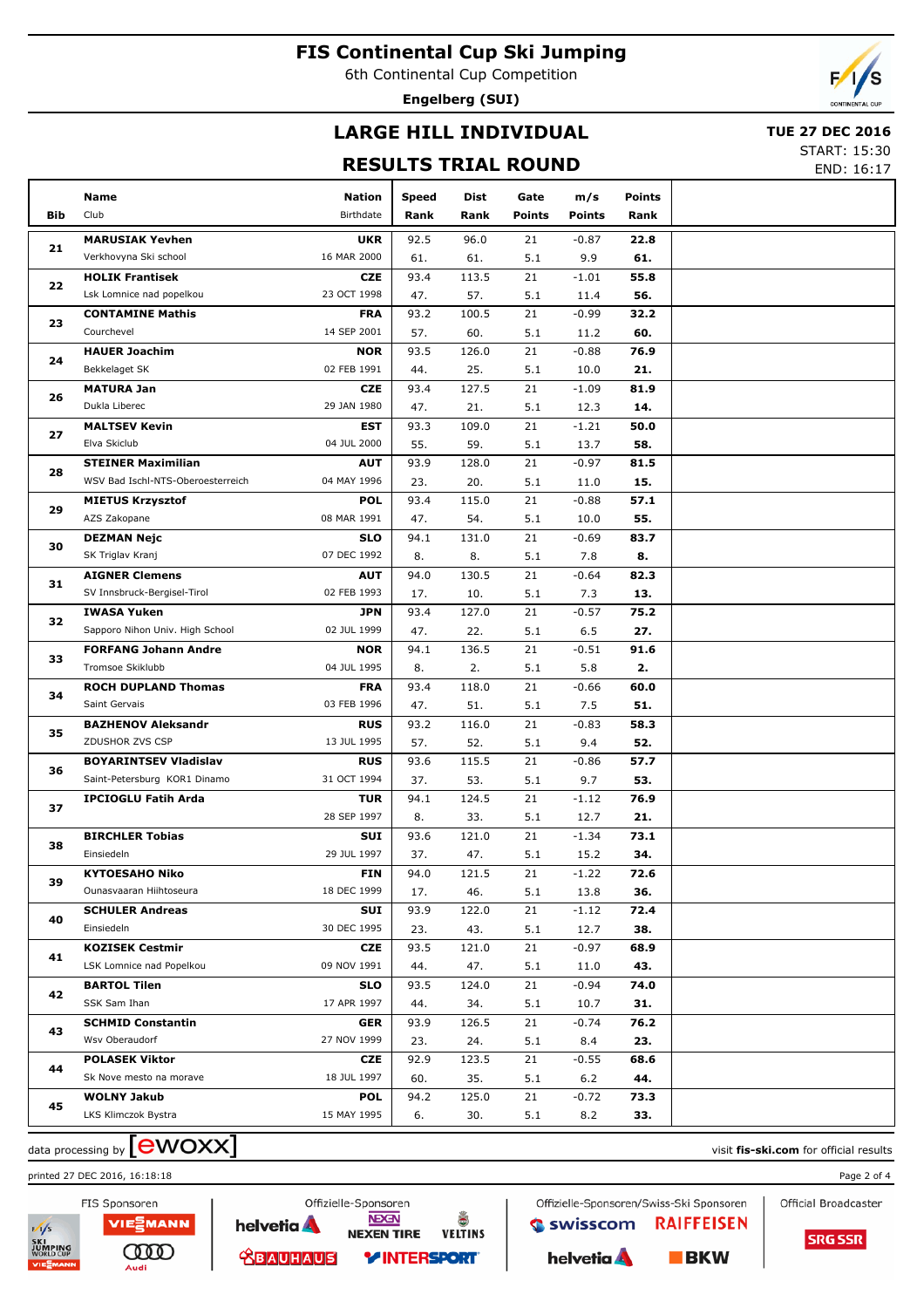# FIS Continental Cup Ski Jumping

6th Continental Cup Competition

**Engelberg (SUI)**

## LARGE HILL INDIVIDUAL

## RESULTS TRIAL ROUND

**TUE 27 DEC 2016**
START: 15:30
END: 16:17

| Bib | Name / Club | Nation / Birthdate | Speed / Rank | Dist / Rank | Gate / Points | m/s / Points | Points / Rank |
|---|---|---|---|---|---|---|---|
| 21 | **MARUSIAK Yevhen** Verkhovyna Ski school | **UKR** 16 MAR 2000 | 92.5 61. | 96.0 61. | 21 5.1 | -0.87 9.9 | **22.8** **61.** |
| 22 | **HOLIK Frantisek** Lsk Lomnice nad popelkou | **CZE** 23 OCT 1998 | 93.4 47. | 113.5 57. | 21 5.1 | -1.01 11.4 | **55.8** **56.** |
| 23 | **CONTAMINE Mathis** Courchevel | **FRA** 14 SEP 2001 | 93.2 57. | 100.5 60. | 21 5.1 | -0.99 11.2 | **32.2** **60.** |
| 24 | **HAUER Joachim** Bekkelaget SK | **NOR** 02 FEB 1991 | 93.5 44. | 126.0 25. | 21 5.1 | -0.88 10.0 | **76.9** **21.** |
| 26 | **MATURA Jan** Dukla Liberec | **CZE** 29 JAN 1980 | 93.4 47. | 127.5 21. | 21 5.1 | -1.09 12.3 | **81.9** **14.** |
| 27 | **MALTSEV Kevin** Elva Skiclub | **EST** 04 JUL 2000 | 93.3 55. | 109.0 59. | 21 5.1 | -1.21 13.7 | **50.0** **58.** |
| 28 | **STEINER Maximilian** WSV Bad Ischl-NTS-Oberoesterreich | **AUT** 04 MAY 1996 | 93.9 23. | 128.0 20. | 21 5.1 | -0.97 11.0 | **81.5** **15.** |
| 29 | **MIETUS Krzysztof** AZS Zakopane | **POL** 08 MAR 1991 | 93.4 47. | 115.0 54. | 21 5.1 | -0.88 10.0 | **57.1** **55.** |
| 30 | **DEZMAN Nejc** SK Triglav Kranj | **SLO** 07 DEC 1992 | 94.1 8. | 131.0 8. | 21 5.1 | -0.69 7.8 | **83.7** **8.** |
| 31 | **AIGNER Clemens** SV Innsbruck-Bergisel-Tirol | **AUT** 02 FEB 1993 | 94.0 17. | 130.5 10. | 21 5.1 | -0.64 7.3 | **82.3** **13.** |
| 32 | **IWASA Yuken** Sapporo Nihon Univ. High School | **JPN** 02 JUL 1999 | 93.4 47. | 127.0 22. | 21 5.1 | -0.57 6.5 | **75.2** **27.** |
| 33 | **FORFANG Johann Andre** Tromsoe Skiklubb | **NOR** 04 JUL 1995 | 94.1 8. | 136.5 2. | 21 5.1 | -0.51 5.8 | **91.6** **2.** |
| 34 | **ROCH DUPLAND Thomas** Saint Gervais | **FRA** 03 FEB 1996 | 93.4 47. | 118.0 51. | 21 5.1 | -0.66 7.5 | **60.0** **51.** |
| 35 | **BAZHENOV Aleksandr** ZDUSHOR ZVS CSP | **RUS** 13 JUL 1995 | 93.2 57. | 116.0 52. | 21 5.1 | -0.83 9.4 | **58.3** **52.** |
| 36 | **BOYARINTSEV Vladislav** Saint-Petersburg KOR1 Dinamo | **RUS** 31 OCT 1994 | 93.6 37. | 115.5 53. | 21 5.1 | -0.86 9.7 | **57.7** **53.** |
| 37 | **IPCIOGLU Fatih Arda** | **TUR** 28 SEP 1997 | 94.1 8. | 124.5 33. | 21 5.1 | -1.12 12.7 | **76.9** **21.** |
| 38 | **BIRCHLER Tobias** Einsiedeln | **SUI** 29 JUL 1997 | 93.6 37. | 121.0 47. | 21 5.1 | -1.34 15.2 | **73.1** **34.** |
| 39 | **KYTOESAHO Niko** Ounasvaaran Hiihtoseura | **FIN** 18 DEC 1999 | 94.0 17. | 121.5 46. | 21 5.1 | -1.22 13.8 | **72.6** **36.** |
| 40 | **SCHULER Andreas** Einsiedeln | **SUI** 30 DEC 1995 | 93.9 23. | 122.0 43. | 21 5.1 | -1.12 12.7 | **72.4** **38.** |
| 41 | **KOZISEK Cestmir** LSK Lomnice nad Popelkou | **CZE** 09 NOV 1991 | 93.5 44. | 121.0 47. | 21 5.1 | -0.97 11.0 | **68.9** **43.** |
| 42 | **BARTOL Tilen** SSK Sam Ihan | **SLO** 17 APR 1997 | 93.5 44. | 124.0 34. | 21 5.1 | -0.94 10.7 | **74.0** **31.** |
| 43 | **SCHMID Constantin** Wsv Oberaudorf | **GER** 27 NOV 1999 | 93.9 23. | 126.5 24. | 21 5.1 | -0.74 8.4 | **76.2** **23.** |
| 44 | **POLASEK Viktor** Sk Nove mesto na morave | **CZE** 18 JUL 1997 | 92.9 60. | 123.5 35. | 21 5.1 | -0.55 6.2 | **68.6** **44.** |
| 45 | **WOLNY Jakub** LKS Klimczok Bystra | **POL** 15 MAY 1995 | 94.2 6. | 125.0 30. | 21 5.1 | -0.72 8.2 | **73.3** **33.** |

data processing by ewoxx — visit **fis-ski.com** for official results

printed 27 DEC 2016, 16:18:18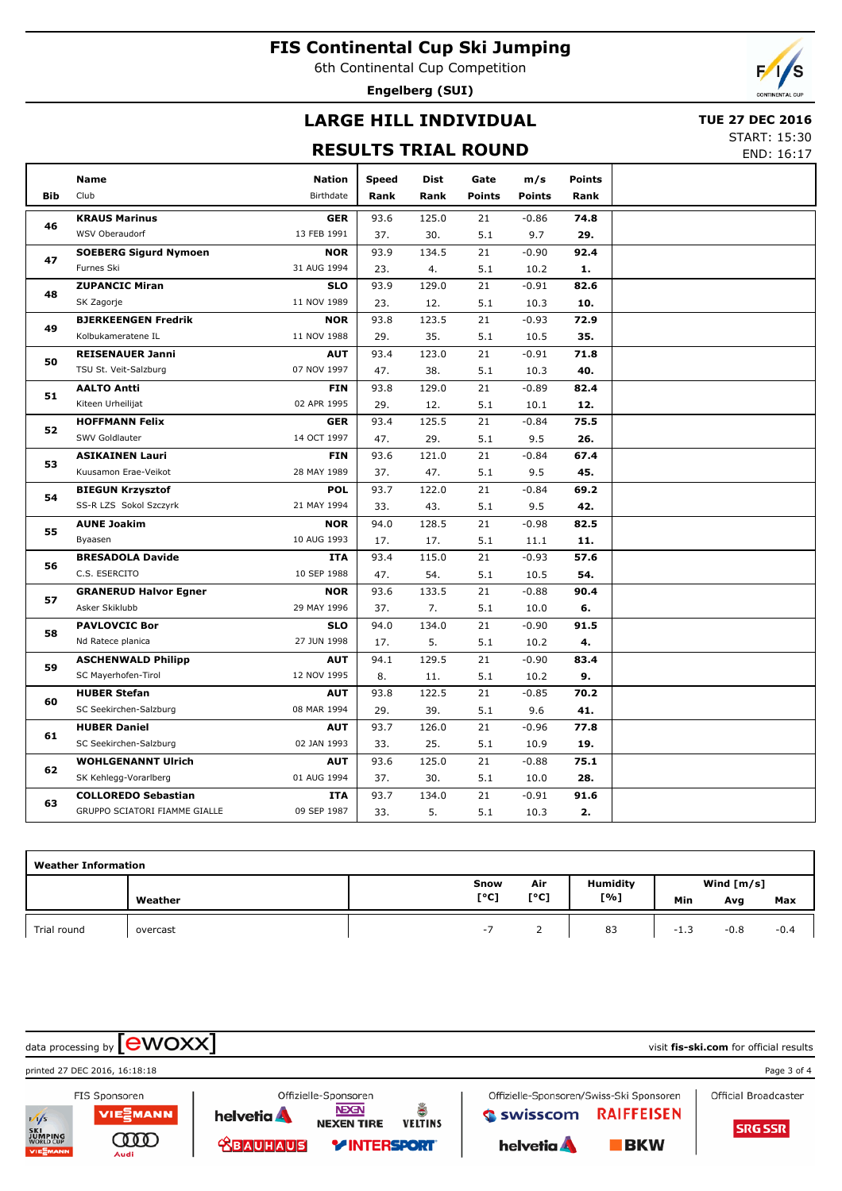# FIS Continental Cup Ski Jumping

6th Continental Cup Competition

**Engelberg (SUI)**

## LARGE HILL INDIVIDUAL

## RESULTS TRIAL ROUND

**TUE 27 DEC 2016**

START: 15:30

END: 16:17

| Bib | Name / Club | Nation / Birthdate | Speed / Rank | Dist / Rank | Gate / Points | m/s / Points | Points / Rank |
|---|---|---|---|---|---|---|---|
| 46 | **KRAUS Marinus** | **GER** | 93.6 | 125.0 | 21 | -0.86 | **74.8** |
| | WSV Oberaudorf | 13 FEB 1991 | 37. | 30. | 5.1 | 9.7 | **29.** |
| 47 | **SOEBERG Sigurd Nymoen** | **NOR** | 93.9 | 134.5 | 21 | -0.90 | **92.4** |
| | Furnes Ski | 31 AUG 1994 | 23. | 4. | 5.1 | 10.2 | **1.** |
| 48 | **ZUPANCIC Miran** | **SLO** | 93.9 | 129.0 | 21 | -0.91 | **82.6** |
| | SK Zagorje | 11 NOV 1989 | 23. | 12. | 5.1 | 10.3 | **10.** |
| 49 | **BJERKEENGEN Fredrik** | **NOR** | 93.8 | 123.5 | 21 | -0.93 | **72.9** |
| | Kolbukameratene IL | 11 NOV 1988 | 29. | 35. | 5.1 | 10.5 | **35.** |
| 50 | **REISENAUER Janni** | **AUT** | 93.4 | 123.0 | 21 | -0.91 | **71.8** |
| | TSU St. Veit-Salzburg | 07 NOV 1997 | 47. | 38. | 5.1 | 10.3 | **40.** |
| 51 | **AALTO Antti** | **FIN** | 93.8 | 129.0 | 21 | -0.89 | **82.4** |
| | Kiteen Urheilijat | 02 APR 1995 | 29. | 12. | 5.1 | 10.1 | **12.** |
| 52 | **HOFFMANN Felix** | **GER** | 93.4 | 125.5 | 21 | -0.84 | **75.5** |
| | SWV Goldlauter | 14 OCT 1997 | 47. | 29. | 5.1 | 9.5 | **26.** |
| 53 | **ASIKAINEN Lauri** | **FIN** | 93.6 | 121.0 | 21 | -0.84 | **67.4** |
| | Kuusamon Erae-Veikot | 28 MAY 1989 | 37. | 47. | 5.1 | 9.5 | **45.** |
| 54 | **BIEGUN Krzysztof** | **POL** | 93.7 | 122.0 | 21 | -0.84 | **69.2** |
| | SS-R LZS Sokol Szczyrk | 21 MAY 1994 | 33. | 43. | 5.1 | 9.5 | **42.** |
| 55 | **AUNE Joakim** | **NOR** | 94.0 | 128.5 | 21 | -0.98 | **82.5** |
| | Byaasen | 10 AUG 1993 | 17. | 17. | 5.1 | 11.1 | **11.** |
| 56 | **BRESADOLA Davide** | **ITA** | 93.4 | 115.0 | 21 | -0.93 | **57.6** |
| | C.S. ESERCITO | 10 SEP 1988 | 47. | 54. | 5.1 | 10.5 | **54.** |
| 57 | **GRANERUD Halvor Egner** | **NOR** | 93.6 | 133.5 | 21 | -0.88 | **90.4** |
| | Asker Skiklubb | 29 MAY 1996 | 37. | 7. | 5.1 | 10.0 | **6.** |
| 58 | **PAVLOVCIC Bor** | **SLO** | 94.0 | 134.0 | 21 | -0.90 | **91.5** |
| | Nd Ratece planica | 27 JUN 1998 | 17. | 5. | 5.1 | 10.2 | **4.** |
| 59 | **ASCHENWALD Philipp** | **AUT** | 94.1 | 129.5 | 21 | -0.90 | **83.4** |
| | SC Mayerhofen-Tirol | 12 NOV 1995 | 8. | 11. | 5.1 | 10.2 | **9.** |
| 60 | **HUBER Stefan** | **AUT** | 93.8 | 122.5 | 21 | -0.85 | **70.2** |
| | SC Seekirchen-Salzburg | 08 MAR 1994 | 29. | 39. | 5.1 | 9.6 | **41.** |
| 61 | **HUBER Daniel** | **AUT** | 93.7 | 126.0 | 21 | -0.96 | **77.8** |
| | SC Seekirchen-Salzburg | 02 JAN 1993 | 33. | 25. | 5.1 | 10.9 | **19.** |
| 62 | **WOHLGENANNT Ulrich** | **AUT** | 93.6 | 125.0 | 21 | -0.88 | **75.1** |
| | SK Kehlegg-Vorarlberg | 01 AUG 1994 | 37. | 30. | 5.1 | 10.0 | **28.** |
| 63 | **COLLOREDO Sebastian** | **ITA** | 93.7 | 134.0 | 21 | -0.91 | **91.6** |
| | GRUPPO SCIATORI FIAMME GIALLE | 09 SEP 1987 | 33. | 5. | 5.1 | 10.3 | **2.** |

**Weather Information**

| | Weather | Snow [°C] | Air [°C] | Humidity [%] | Wind [m/s] Min | Avg | Max |
|---|---|---|---|---|---|---|---|
| Trial round | overcast | -7 | 2 | 83 | -1.3 | -0.8 | -0.4 |

data processing by ewoxx — visit **fis-ski.com** for official results

printed 27 DEC 2016, 16:18:18

FIS Sponsoren: VIESMANN, Audi — Offizielle-Sponsoren: helvetia, NEXEN TIRE, VELTINS, BAUHAUS, INTERSPORT — Offizielle-Sponsoren/Swiss-Ski Sponsoren: swisscom, RAIFFEISEN, helvetia, BKW — Official Broadcaster: SRG SSR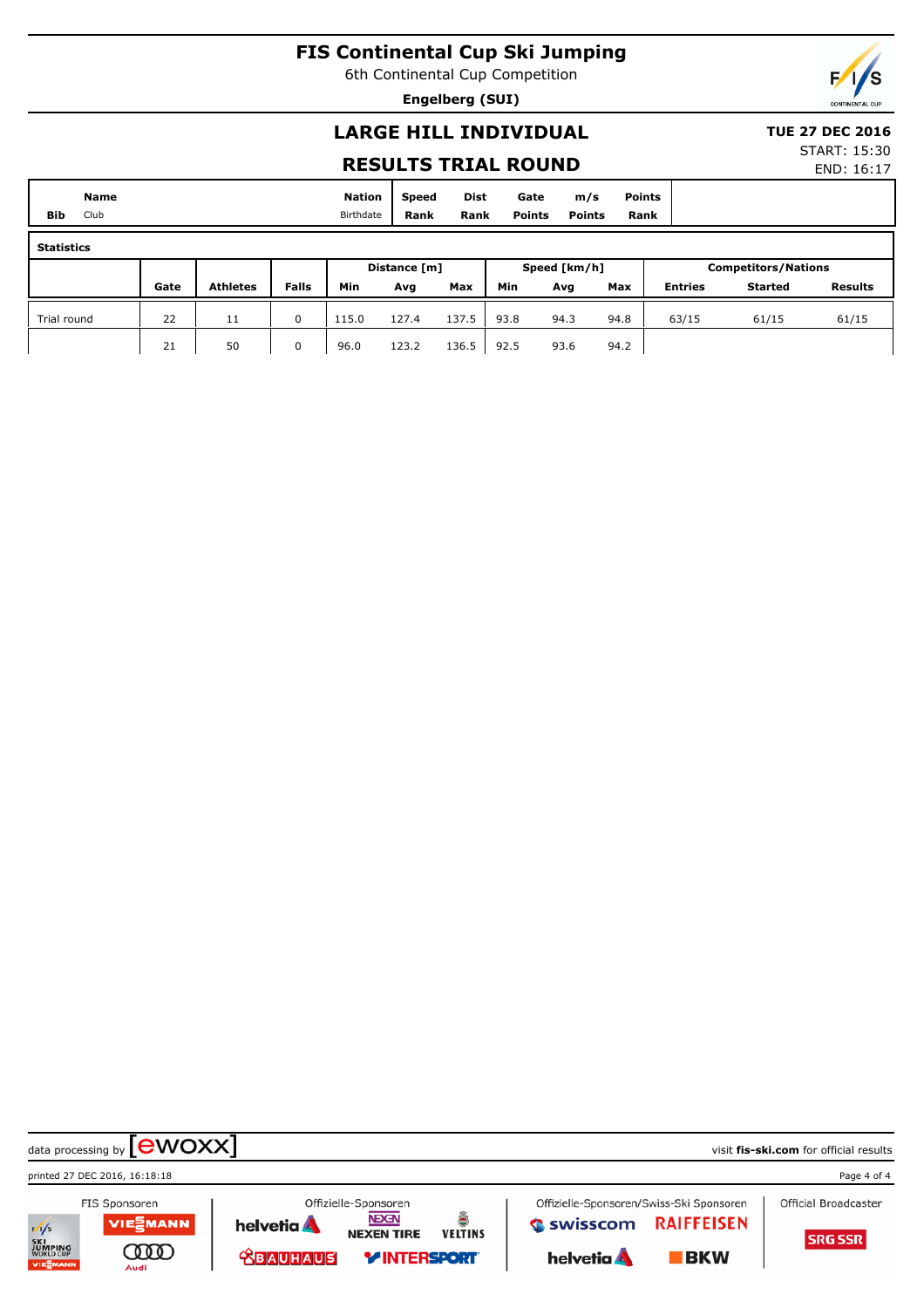# FIS Continental Cup Ski Jumping

6th Continental Cup Competition

**Engelberg (SUI)**

## LARGE HILL INDIVIDUAL

## RESULTS TRIAL ROUND

**TUE 27 DEC 2016**
START: 15:30
END: 16:17

| Bib | Name / Club | Nation / Birthdate | Speed / Rank | Dist / Rank | Gate / Points | m/s / Points | Points / Rank |
|---|---|---|---|---|---|---|---|

**Statistics**

| | Gate | Athletes | Falls | Distance [m] Min | Avg | Max | Speed [km/h] Min | Avg | Max | Competitors/Nations Entries | Started | Results |
|---|---|---|---|---|---|---|---|---|---|---|---|---|
| Trial round | 22 | 11 | 0 | 115.0 | 127.4 | 137.5 | 93.8 | 94.3 | 94.8 | 63/15 | 61/15 | 61/15 |
| | 21 | 50 | 0 | 96.0 | 123.2 | 136.5 | 92.5 | 93.6 | 94.2 | | | |

data processing by ewoxx

visit **fis-ski.com** for official results

printed 27 DEC 2016, 16:18:18

FIS Sponsoren: VIESSMANN, Audi

Offizielle-Sponsoren: helvetia, NEXEN TIRE, VELTINS, BAUHAUS, INTERSPORT

Offizielle-Sponsoren/Swiss-Ski Sponsoren: swisscom, RAIFFEISEN, helvetia, BKW

Official Broadcaster: SRG SSR